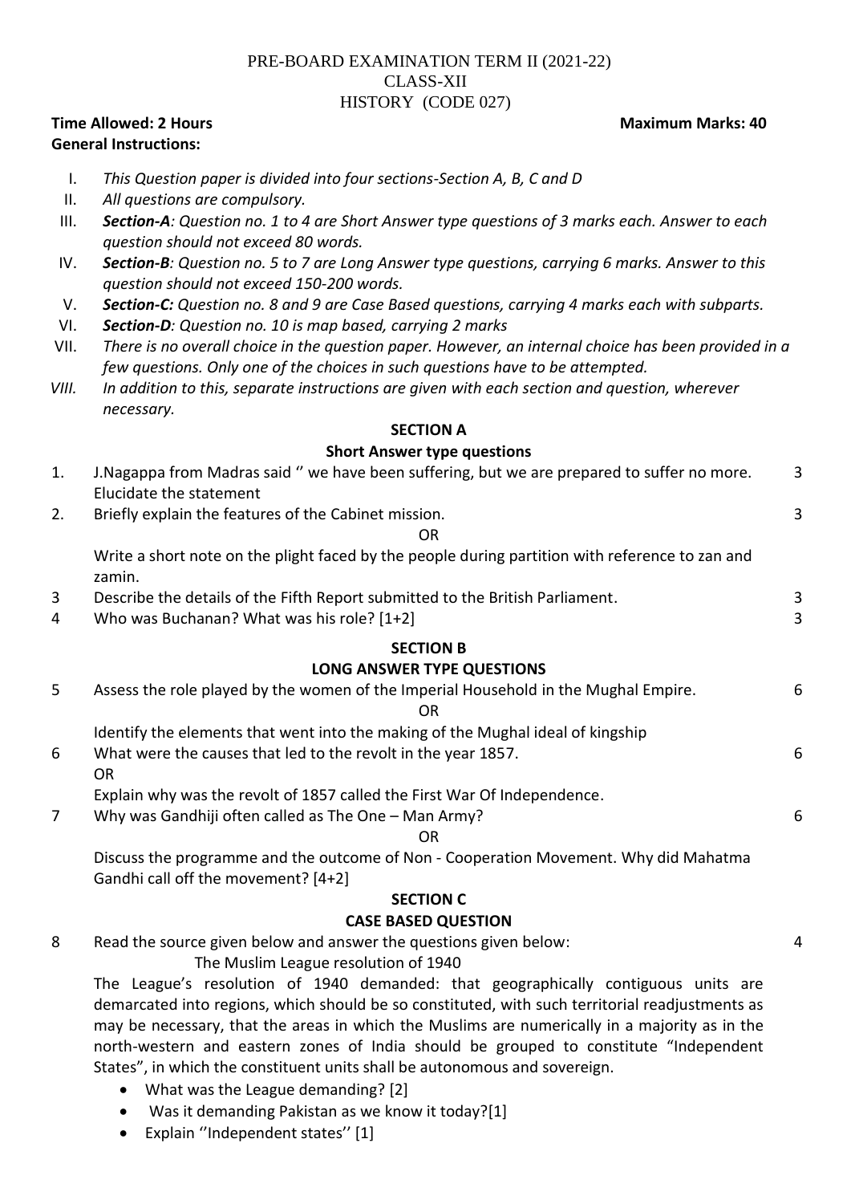PRE-BOARD EXAMINATION TERM II (2021-22)
CLASS-XII
HISTORY (CODE 027)

**Time Allowed: 2 Hours** **Maximum Marks: 40**

**General Instructions:**

I. *This Question paper is divided into four sections-Section A, B, C and D*
II. *All questions are compulsory.*
III. ***Section-A**: Question no. 1 to 4 are Short Answer type questions of 3 marks each. Answer to each question should not exceed 80 words.*
IV. ***Section-B**: Question no. 5 to 7 are Long Answer type questions, carrying 6 marks. Answer to this question should not exceed 150-200 words.*
V. ***Section-C:** Question no. 8 and 9 are Case Based questions, carrying 4 marks each with subparts.*
VI. ***Section-D**: Question no. 10 is map based, carrying 2 marks*
VII. *There is no overall choice in the question paper. However, an internal choice has been provided in a few questions. Only one of the choices in such questions have to be attempted.*
VIII. *In addition to this, separate instructions are given with each section and question, wherever necessary.*

**SECTION A**

**Short Answer type questions**

1. J.Nagappa from Madras said '' we have been suffering, but we are prepared to suffer no more. Elucidate the statement — 3

2. Briefly explain the features of the Cabinet mission. — 3

   OR

   Write a short note on the plight faced by the people during partition with reference to zan and zamin.

3 Describe the details of the Fifth Report submitted to the British Parliament. — 3

4 Who was Buchanan? What was his role? [1+2] — 3

**SECTION B**

**LONG ANSWER TYPE QUESTIONS**

5 Assess the role played by the women of the Imperial Household in the Mughal Empire. — 6

   OR

   Identify the elements that went into the making of the Mughal ideal of kingship

6 What were the causes that led to the revolt in the year 1857. — 6

   OR

   Explain why was the revolt of 1857 called the First War Of Independence.

7 Why was Gandhiji often called as The One – Man Army? — 6

   OR

   Discuss the programme and the outcome of Non - Cooperation Movement. Why did Mahatma Gandhi call off the movement? [4+2]

**SECTION C**

**CASE BASED QUESTION**

8 Read the source given below and answer the questions given below: — 4

The Muslim League resolution of 1940

The League's resolution of 1940 demanded: that geographically contiguous units are demarcated into regions, which should be so constituted, with such territorial readjustments as may be necessary, that the areas in which the Muslims are numerically in a majority as in the north-western and eastern zones of India should be grouped to constitute "Independent States", in which the constituent units shall be autonomous and sovereign.

- What was the League demanding? [2]
- Was it demanding Pakistan as we know it today?[1]
- Explain ''Independent states'' [1]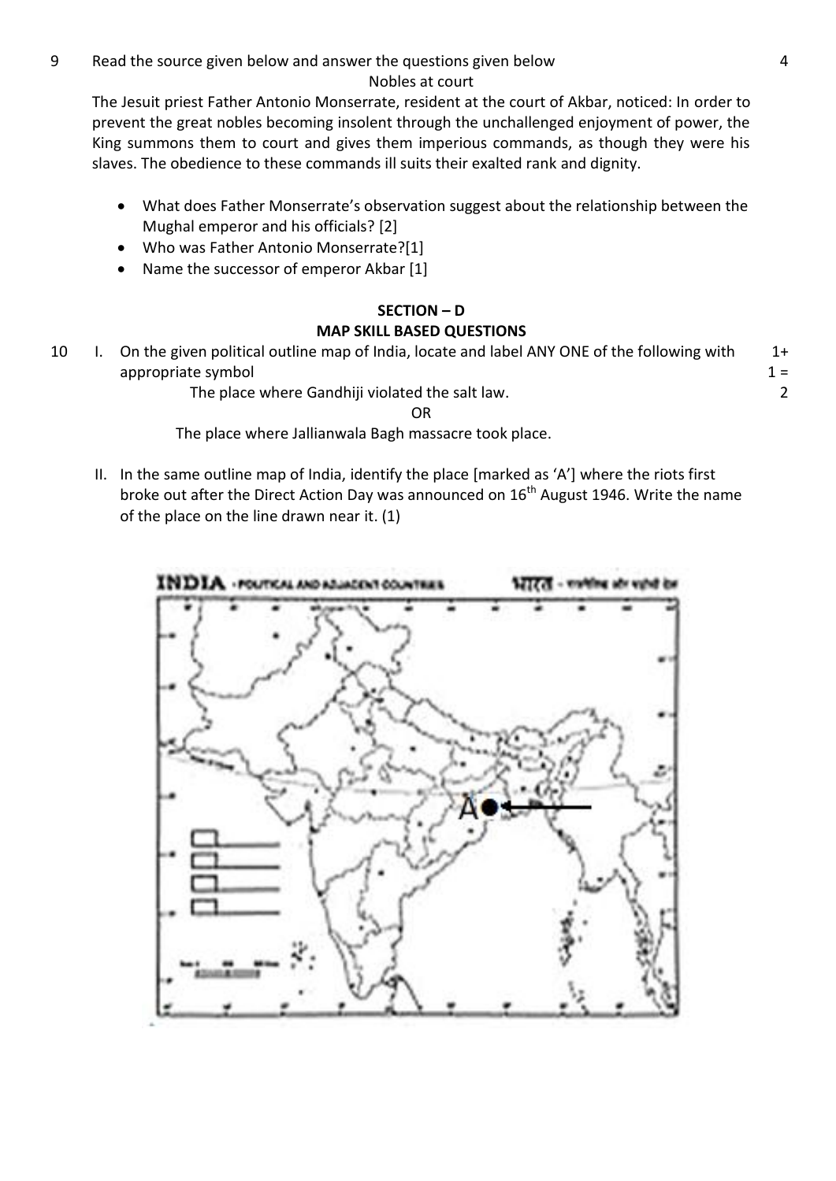9 Read the source given below and answer the questions given below 4

Nobles at court

The Jesuit priest Father Antonio Monserrate, resident at the court of Akbar, noticed: In order to prevent the great nobles becoming insolent through the unchallenged enjoyment of power, the King summons them to court and gives them imperious commands, as though they were his slaves. The obedience to these commands ill suits their exalted rank and dignity.

- What does Father Monserrate's observation suggest about the relationship between the Mughal emperor and his officials? [2]
- Who was Father Antonio Monserrate?[1]
- Name the successor of emperor Akbar [1]

## SECTION – D

## MAP SKILL BASED QUESTIONS

10 I. On the given political outline map of India, locate and label ANY ONE of the following with appropriate symbol 1+ 1 = 2

The place where Gandhiji violated the salt law.

OR

The place where Jallianwala Bagh massacre took place.

II. In the same outline map of India, identify the place [marked as 'A'] where the riots first broke out after the Direct Action Day was announced on 16th August 1946. Write the name of the place on the line drawn near it. (1)

INDIA - POLITICAL AND ADJACENT COUNTRIES

A